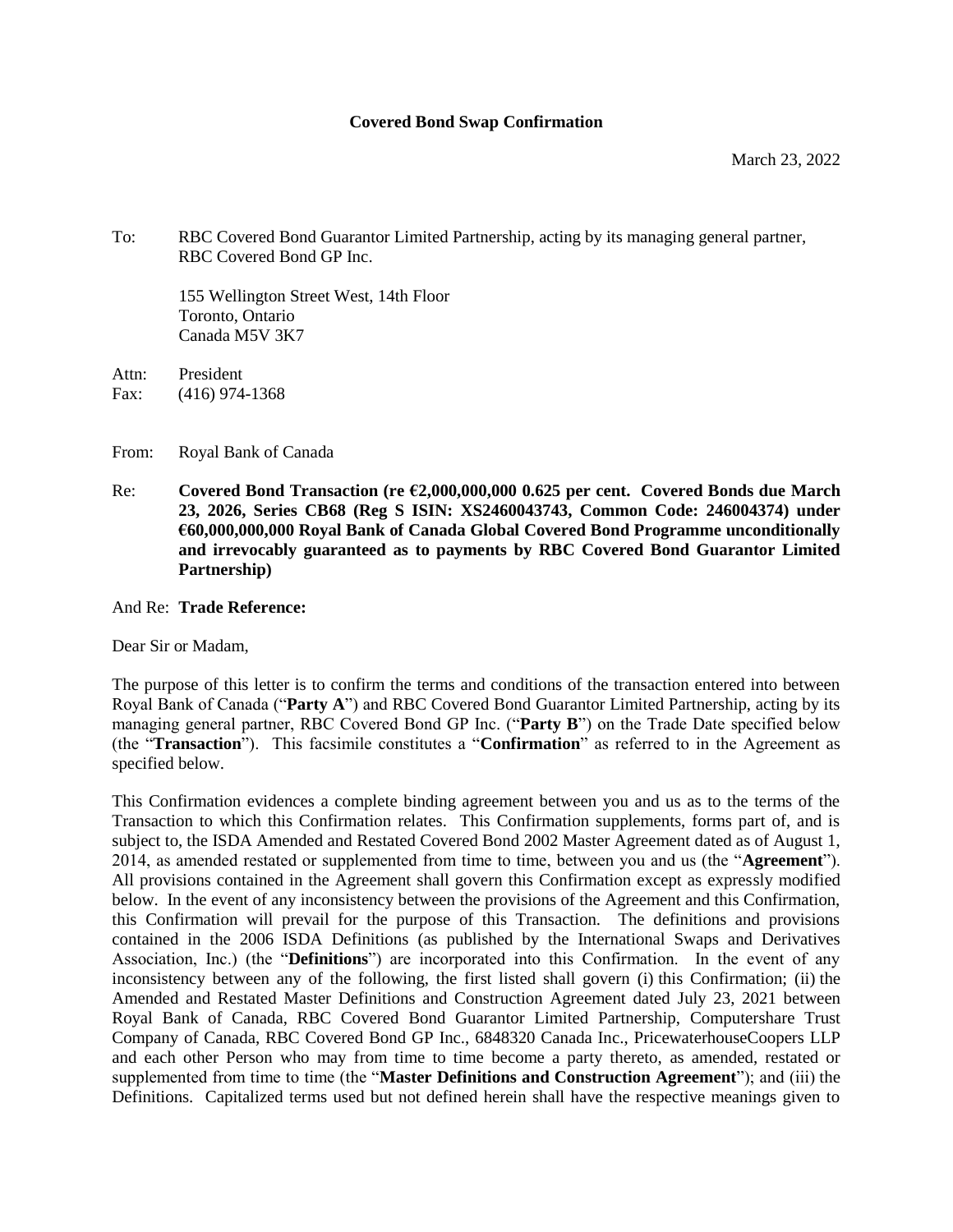# Covered Bond Swap Confirmation

March 23, 2022

To: RBC Covered Bond Guarantor Limited Partnership, acting by its managing general partner, RBC Covered Bond GP Inc.

155 Wellington Street West, 14th Floor
Toronto, Ontario
Canada M5V 3K7

Attn: President
Fax: (416) 974-1368

From: Royal Bank of Canada

Re: **Covered Bond Transaction (re €2,000,000,000 0.625 per cent. Covered Bonds due March 23, 2026, Series CB68 (Reg S ISIN: XS2460043743, Common Code: 246004374) under €60,000,000,000 Royal Bank of Canada Global Covered Bond Programme unconditionally and irrevocably guaranteed as to payments by RBC Covered Bond Guarantor Limited Partnership)**

And Re: **Trade Reference:**

Dear Sir or Madam,

The purpose of this letter is to confirm the terms and conditions of the transaction entered into between Royal Bank of Canada ("**Party A**") and RBC Covered Bond Guarantor Limited Partnership, acting by its managing general partner, RBC Covered Bond GP Inc. ("**Party B**") on the Trade Date specified below (the "**Transaction**"). This facsimile constitutes a "**Confirmation**" as referred to in the Agreement as specified below.

This Confirmation evidences a complete binding agreement between you and us as to the terms of the Transaction to which this Confirmation relates. This Confirmation supplements, forms part of, and is subject to, the ISDA Amended and Restated Covered Bond 2002 Master Agreement dated as of August 1, 2014, as amended restated or supplemented from time to time, between you and us (the "**Agreement**"). All provisions contained in the Agreement shall govern this Confirmation except as expressly modified below. In the event of any inconsistency between the provisions of the Agreement and this Confirmation, this Confirmation will prevail for the purpose of this Transaction. The definitions and provisions contained in the 2006 ISDA Definitions (as published by the International Swaps and Derivatives Association, Inc.) (the "**Definitions**") are incorporated into this Confirmation. In the event of any inconsistency between any of the following, the first listed shall govern (i) this Confirmation; (ii) the Amended and Restated Master Definitions and Construction Agreement dated July 23, 2021 between Royal Bank of Canada, RBC Covered Bond Guarantor Limited Partnership, Computershare Trust Company of Canada, RBC Covered Bond GP Inc., 6848320 Canada Inc., PricewaterhouseCoopers LLP and each other Person who may from time to time become a party thereto, as amended, restated or supplemented from time to time (the "**Master Definitions and Construction Agreement**"); and (iii) the Definitions. Capitalized terms used but not defined herein shall have the respective meanings given to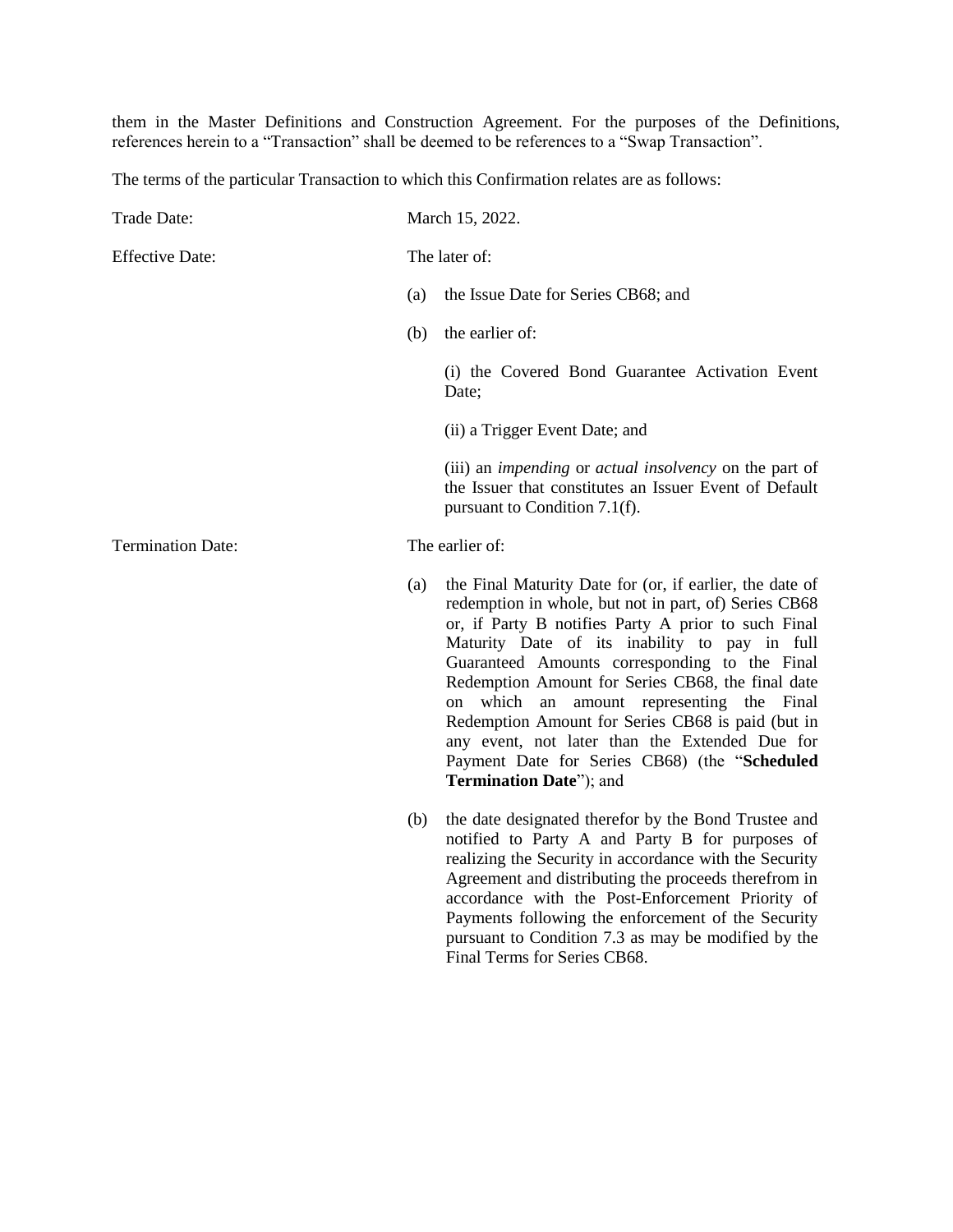them in the Master Definitions and Construction Agreement. For the purposes of the Definitions, references herein to a "Transaction" shall be deemed to be references to a "Swap Transaction".

The terms of the particular Transaction to which this Confirmation relates are as follows:

Trade Date: March 15, 2022.

Effective Date: The later of:

(a) the Issue Date for Series CB68; and

(b) the earlier of:

(i) the Covered Bond Guarantee Activation Event Date;

(ii) a Trigger Event Date; and

(iii) an *impending* or *actual insolvency* on the part of the Issuer that constitutes an Issuer Event of Default pursuant to Condition 7.1(f).

Termination Date: The earlier of:

(a) the Final Maturity Date for (or, if earlier, the date of redemption in whole, but not in part, of) Series CB68 or, if Party B notifies Party A prior to such Final Maturity Date of its inability to pay in full Guaranteed Amounts corresponding to the Final Redemption Amount for Series CB68, the final date on which an amount representing the Final Redemption Amount for Series CB68 is paid (but in any event, not later than the Extended Due for Payment Date for Series CB68) (the "**Scheduled Termination Date**"); and

(b) the date designated therefor by the Bond Trustee and notified to Party A and Party B for purposes of realizing the Security in accordance with the Security Agreement and distributing the proceeds therefrom in accordance with the Post-Enforcement Priority of Payments following the enforcement of the Security pursuant to Condition 7.3 as may be modified by the Final Terms for Series CB68.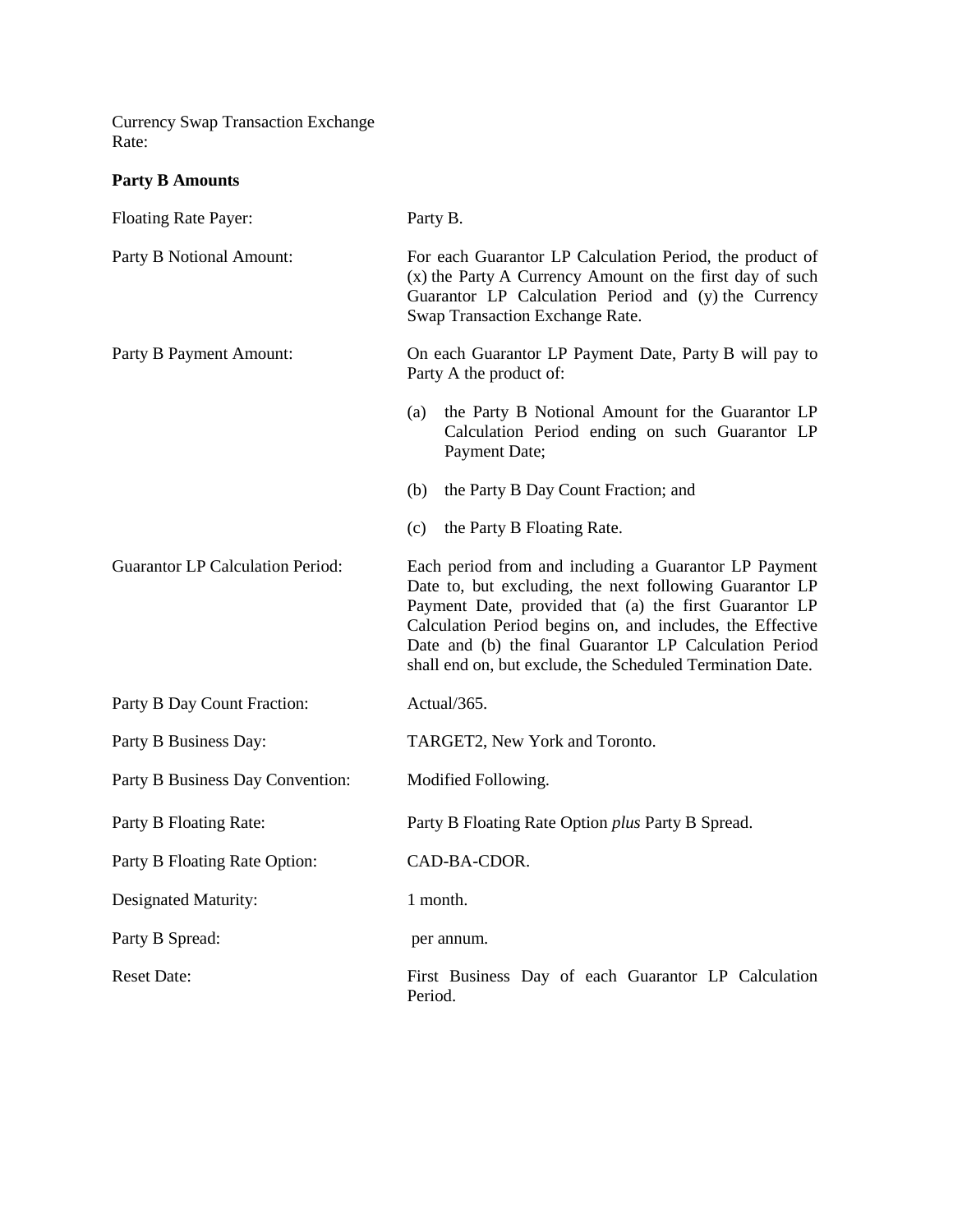| | |
|---|---|
| Currency Swap Transaction Exchange Rate: | |

**Party B Amounts**

| | |
|---|---|
| Floating Rate Payer: | Party B. |
| Party B Notional Amount: | For each Guarantor LP Calculation Period, the product of (x) the Party A Currency Amount on the first day of such Guarantor LP Calculation Period and (y) the Currency Swap Transaction Exchange Rate. |
| Party B Payment Amount: | On each Guarantor LP Payment Date, Party B will pay to Party A the product of:<br>(a) the Party B Notional Amount for the Guarantor LP Calculation Period ending on such Guarantor LP Payment Date;<br>(b) the Party B Day Count Fraction; and<br>(c) the Party B Floating Rate. |
| Guarantor LP Calculation Period: | Each period from and including a Guarantor LP Payment Date to, but excluding, the next following Guarantor LP Payment Date, provided that (a) the first Guarantor LP Calculation Period begins on, and includes, the Effective Date and (b) the final Guarantor LP Calculation Period shall end on, but exclude, the Scheduled Termination Date. |
| Party B Day Count Fraction: | Actual/365. |
| Party B Business Day: | TARGET2, New York and Toronto. |
| Party B Business Day Convention: | Modified Following. |
| Party B Floating Rate: | Party B Floating Rate Option *plus* Party B Spread. |
| Party B Floating Rate Option: | CAD-BA-CDOR. |
| Designated Maturity: | 1 month. |
| Party B Spread: | per annum. |
| Reset Date: | First Business Day of each Guarantor LP Calculation Period. |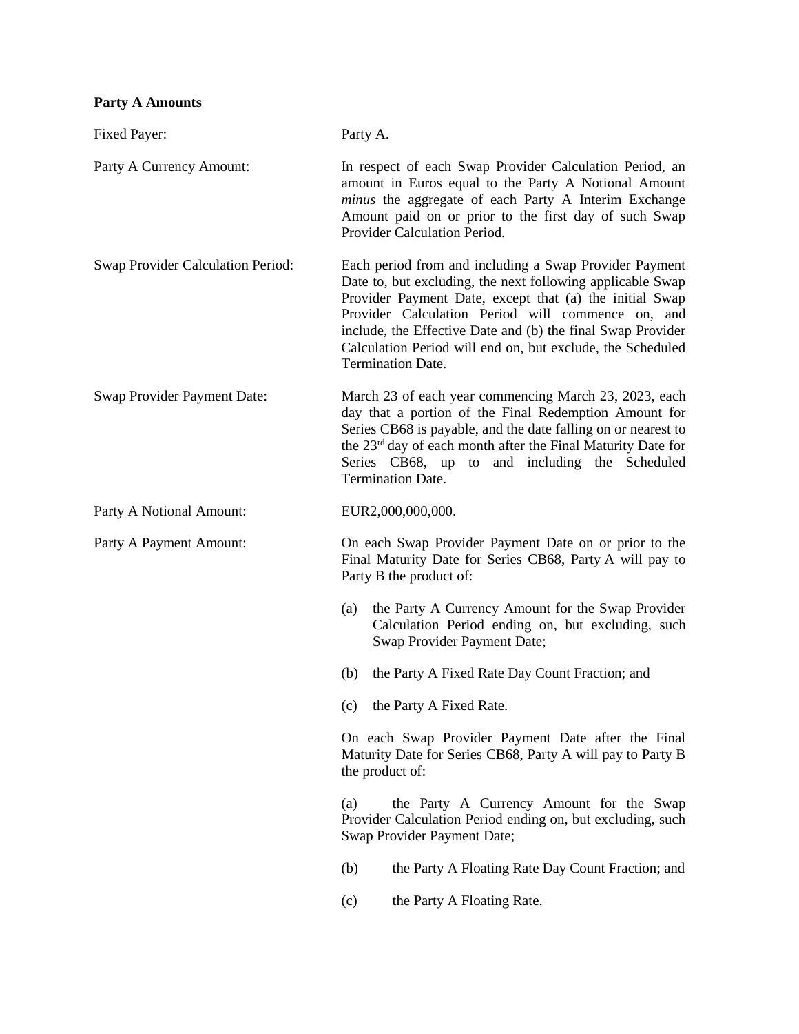**Party A Amounts**

| | |
|---|---|
| Fixed Payer: | Party A. |
| Party A Currency Amount: | In respect of each Swap Provider Calculation Period, an amount in Euros equal to the Party A Notional Amount *minus* the aggregate of each Party A Interim Exchange Amount paid on or prior to the first day of such Swap Provider Calculation Period. |
| Swap Provider Calculation Period: | Each period from and including a Swap Provider Payment Date to, but excluding, the next following applicable Swap Provider Payment Date, except that (a) the initial Swap Provider Calculation Period will commence on, and include, the Effective Date and (b) the final Swap Provider Calculation Period will end on, but exclude, the Scheduled Termination Date. |
| Swap Provider Payment Date: | March 23 of each year commencing March 23, 2023, each day that a portion of the Final Redemption Amount for Series CB68 is payable, and the date falling on or nearest to the 23rd day of each month after the Final Maturity Date for Series CB68, up to and including the Scheduled Termination Date. |
| Party A Notional Amount: | EUR2,000,000,000. |
| Party A Payment Amount: | On each Swap Provider Payment Date on or prior to the Final Maturity Date for Series CB68, Party A will pay to Party B the product of: |

Party A Payment Amount (continued):

(a) the Party A Currency Amount for the Swap Provider Calculation Period ending on, but excluding, such Swap Provider Payment Date;

(b) the Party A Fixed Rate Day Count Fraction; and

(c) the Party A Fixed Rate.

On each Swap Provider Payment Date after the Final Maturity Date for Series CB68, Party A will pay to Party B the product of:

(a) the Party A Currency Amount for the Swap Provider Calculation Period ending on, but excluding, such Swap Provider Payment Date;

(b) the Party A Floating Rate Day Count Fraction; and

(c) the Party A Floating Rate.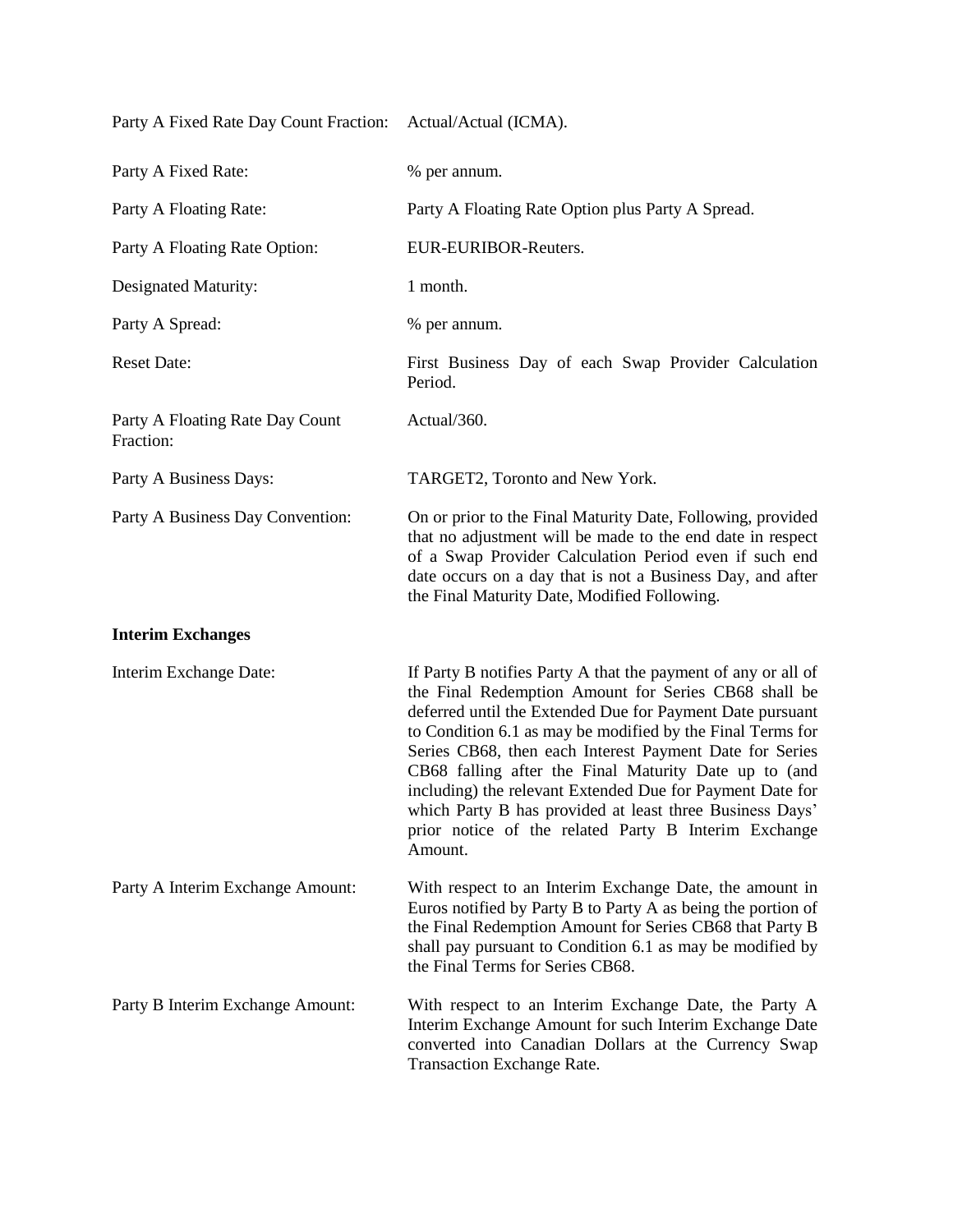Party A Fixed Rate Day Count Fraction: Actual/Actual (ICMA).

Party A Fixed Rate: % per annum.

Party A Floating Rate: Party A Floating Rate Option plus Party A Spread.

Party A Floating Rate Option: EUR-EURIBOR-Reuters.

Designated Maturity: 1 month.

Party A Spread: % per annum.

Reset Date: First Business Day of each Swap Provider Calculation Period.

Party A Floating Rate Day Count Fraction: Actual/360.

Party A Business Days: TARGET2, Toronto and New York.

Party A Business Day Convention: On or prior to the Final Maturity Date, Following, provided that no adjustment will be made to the end date in respect of a Swap Provider Calculation Period even if such end date occurs on a day that is not a Business Day, and after the Final Maturity Date, Modified Following.

**Interim Exchanges**

Interim Exchange Date: If Party B notifies Party A that the payment of any or all of the Final Redemption Amount for Series CB68 shall be deferred until the Extended Due for Payment Date pursuant to Condition 6.1 as may be modified by the Final Terms for Series CB68, then each Interest Payment Date for Series CB68 falling after the Final Maturity Date up to (and including) the relevant Extended Due for Payment Date for which Party B has provided at least three Business Days' prior notice of the related Party B Interim Exchange Amount.

Party A Interim Exchange Amount: With respect to an Interim Exchange Date, the amount in Euros notified by Party B to Party A as being the portion of the Final Redemption Amount for Series CB68 that Party B shall pay pursuant to Condition 6.1 as may be modified by the Final Terms for Series CB68.

Party B Interim Exchange Amount: With respect to an Interim Exchange Date, the Party A Interim Exchange Amount for such Interim Exchange Date converted into Canadian Dollars at the Currency Swap Transaction Exchange Rate.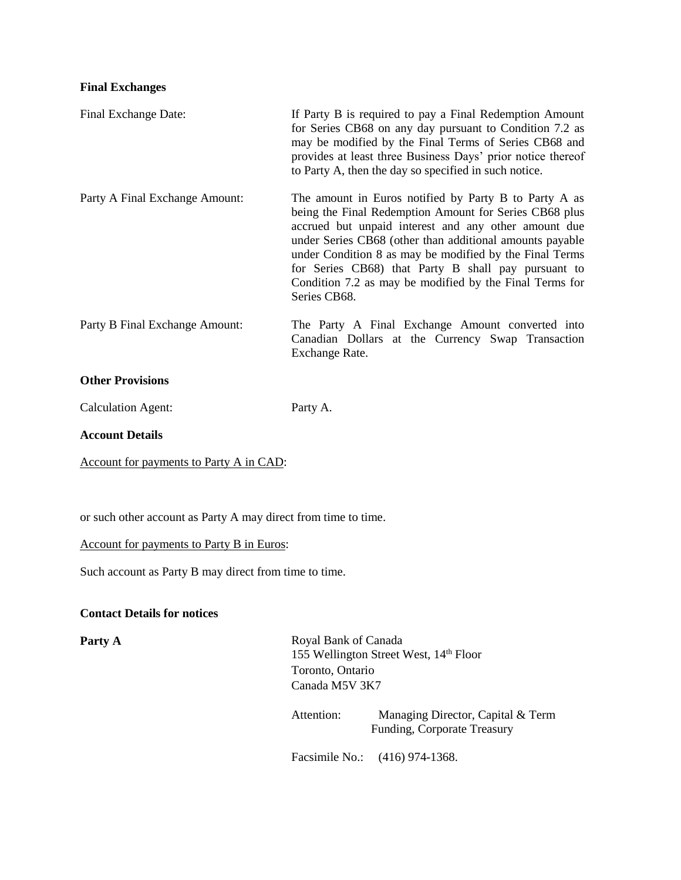**Final Exchanges**

| | |
|---|---|
| Final Exchange Date: | If Party B is required to pay a Final Redemption Amount for Series CB68 on any day pursuant to Condition 7.2 as may be modified by the Final Terms of Series CB68 and provides at least three Business Days' prior notice thereof to Party A, then the day so specified in such notice. |
| Party A Final Exchange Amount: | The amount in Euros notified by Party B to Party A as being the Final Redemption Amount for Series CB68 plus accrued but unpaid interest and any other amount due under Series CB68 (other than additional amounts payable under Condition 8 as may be modified by the Final Terms for Series CB68) that Party B shall pay pursuant to Condition 7.2 as may be modified by the Final Terms for Series CB68. |
| Party B Final Exchange Amount: | The Party A Final Exchange Amount converted into Canadian Dollars at the Currency Swap Transaction Exchange Rate. |

**Other Provisions**

Calculation Agent: Party A.

**Account Details**

Account for payments to Party A in CAD:

or such other account as Party A may direct from time to time.

Account for payments to Party B in Euros:

Such account as Party B may direct from time to time.

**Contact Details for notices**

**Party A**

Royal Bank of Canada
155 Wellington Street West, 14th Floor
Toronto, Ontario
Canada M5V 3K7

Attention: Managing Director, Capital & Term Funding, Corporate Treasury

Facsimile No.: (416) 974-1368.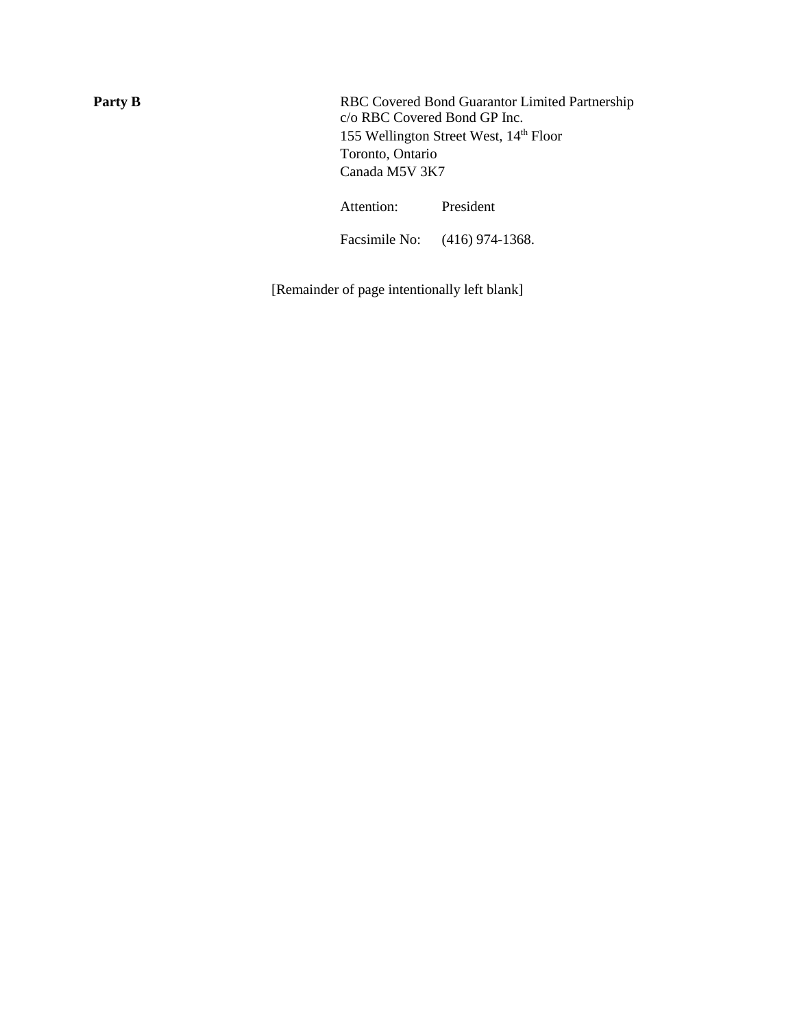**Party B**

RBC Covered Bond Guarantor Limited Partnership
c/o RBC Covered Bond GP Inc.
155 Wellington Street West, 14th Floor
Toronto, Ontario
Canada M5V 3K7

Attention: President

Facsimile No: (416) 974-1368.

[Remainder of page intentionally left blank]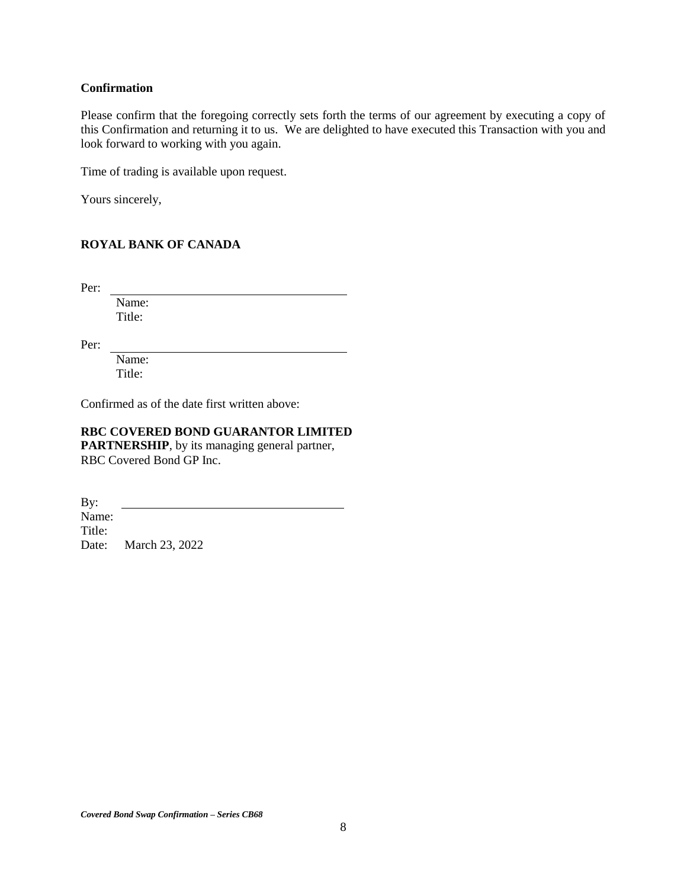**Confirmation**

Please confirm that the foregoing correctly sets forth the terms of our agreement by executing a copy of this Confirmation and returning it to us. We are delighted to have executed this Transaction with you and look forward to working with you again.

Time of trading is available upon request.

Yours sincerely,

**ROYAL BANK OF CANADA**

Per: \_\_\_\_\_\_\_\_\_\_\_\_\_\_\_\_\_\_\_\_\_\_\_\_\_\_\_\_\_\_\_\_\_\_\_\_
Name:
Title:

Per: \_\_\_\_\_\_\_\_\_\_\_\_\_\_\_\_\_\_\_\_\_\_\_\_\_\_\_\_\_\_\_\_\_\_\_\_
Name:
Title:

Confirmed as of the date first written above:

**RBC COVERED BOND GUARANTOR LIMITED PARTNERSHIP**, by its managing general partner, RBC Covered Bond GP Inc.

By: \_\_\_\_\_\_\_\_\_\_\_\_\_\_\_\_\_\_\_\_\_\_\_\_\_\_\_\_\_\_\_\_\_\_\_\_
Name:
Title:
Date: March 23, 2022

*Covered Bond Swap Confirmation – Series CB68*